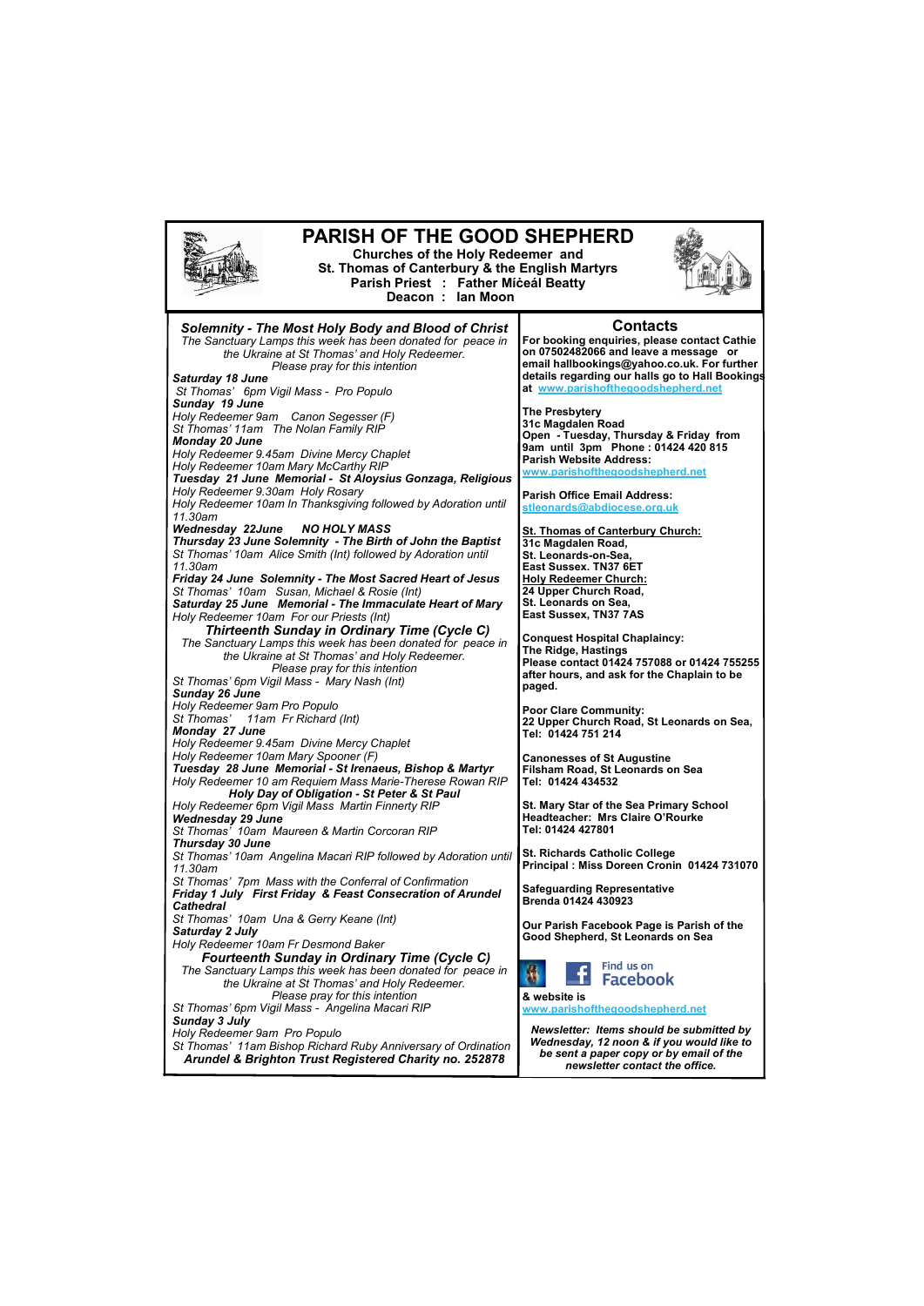# PARISH OF THE GOOD SHEPHERD

**Churches of the Holy Redeemer and**
**St. Thomas of Canterbury & the English Martyrs**
**Parish Priest : Father Míceál Beatty**
**Deacon : Ian Moon**

***Solemnity - The Most Holy Body and Blood of Christ***

*The Sanctuary Lamps this week has been donated for peace in the Ukraine at St Thomas' and Holy Redeemer.*
*Please pray for this intention*

***Saturday 18 June***
*St Thomas' 6pm Vigil Mass - Pro Populo*
***Sunday 19 June***
*Holy Redeemer 9am Canon Segesser (F)*
*St Thomas' 11am The Nolan Family RIP*
***Monday 20 June***
*Holy Redeemer 9.45am Divine Mercy Chaplet*
*Holy Redeemer 10am Mary McCarthy RIP*
***Tuesday 21 June Memorial - St Aloysius Gonzaga, Religious***
*Holy Redeemer 9.30am Holy Rosary*
*Holy Redeemer 10am In Thanksgiving followed by Adoration until 11.30am*
***Wednesday 22June NO HOLY MASS***
***Thursday 23 June Solemnity - The Birth of John the Baptist***
*St Thomas' 10am Alice Smith (Int) followed by Adoration until 11.30am*
***Friday 24 June Solemnity - The Most Sacred Heart of Jesus***
*St Thomas' 10am Susan, Michael & Rosie (Int)*
***Saturday 25 June Memorial - The Immaculate Heart of Mary***
*Holy Redeemer 10am For our Priests (Int)*

***Thirteenth Sunday in Ordinary Time (Cycle C)***

*The Sanctuary Lamps this week has been donated for peace in the Ukraine at St Thomas' and Holy Redeemer.*
*Please pray for this intention*

*St Thomas' 6pm Vigil Mass - Mary Nash (Int)*
***Sunday 26 June***
*Holy Redeemer 9am Pro Populo*
*St Thomas' 11am Fr Richard (Int)*
***Monday 27 June***
*Holy Redeemer 9.45am Divine Mercy Chaplet*
*Holy Redeemer 10am Mary Spooner (F)*
***Tuesday 28 June Memorial - St Irenaeus, Bishop & Martyr***
*Holy Redeemer 10 am Requiem Mass Marie-Therese Rowan RIP*
***Holy Day of Obligation - St Peter & St Paul***
*Holy Redeemer 6pm Vigil Mass Martin Finnerty RIP*
***Wednesday 29 June***
*St Thomas' 10am Maureen & Martin Corcoran RIP*
***Thursday 30 June***
*St Thomas' 10am Angelina Macari RIP followed by Adoration until 11.30am*
*St Thomas' 7pm Mass with the Conferral of Confirmation*
***Friday 1 July First Friday & Feast Consecration of Arundel Cathedral***
*St Thomas' 10am Una & Gerry Keane (Int)*
***Saturday 2 July***
*Holy Redeemer 10am Fr Desmond Baker*

***Fourteenth Sunday in Ordinary Time (Cycle C)***

*The Sanctuary Lamps this week has been donated for peace in the Ukraine at St Thomas' and Holy Redeemer.*
*Please pray for this intention*

*St Thomas' 6pm Vigil Mass - Angelina Macari RIP*
***Sunday 3 July***
*Holy Redeemer 9am Pro Populo*
*St Thomas' 11am Bishop Richard Ruby Anniversary of Ordination*

***Arundel & Brighton Trust Registered Charity no. 252878***

## Contacts

**For booking enquiries, please contact Cathie on 07502482066 and leave a message or email hallbookings@yahoo.co.uk. For further details regarding our halls go to Hall Bookings at www.parishofthegoodshepherd.net**

**The Presbytery**
**31c Magdalen Road**
**Open - Tuesday, Thursday & Friday from 9am until 3pm Phone : 01424 420 815**
**Parish Website Address:**
**www.parishofthegoodshepherd.net**

**Parish Office Email Address:**
**stleonards@abdiocese.org.uk**

**St. Thomas of Canterbury Church:**
**31c Magdalen Road,**
**St. Leonards-on-Sea,**
**East Sussex. TN37 6ET**
**Holy Redeemer Church:**
**24 Upper Church Road,**
**St. Leonards on Sea,**
**East Sussex, TN37 7AS**

**Conquest Hospital Chaplaincy:**
**The Ridge, Hastings**
**Please contact 01424 757088 or 01424 755255 after hours, and ask for the Chaplain to be paged.**

**Poor Clare Community:**
**22 Upper Church Road, St Leonards on Sea,**
**Tel: 01424 751 214**

**Canonesses of St Augustine**
**Filsham Road, St Leonards on Sea**
**Tel: 01424 434532**

**St. Mary Star of the Sea Primary School**
**Headteacher: Mrs Claire O'Rourke**
**Tel: 01424 427801**

**St. Richards Catholic College**
**Principal : Miss Doreen Cronin 01424 731070**

**Safeguarding Representative**
**Brenda 01424 430923**

**Our Parish Facebook Page is Parish of the Good Shepherd, St Leonards on Sea**

Find us on Facebook

**& website is**
**www.parishofthegoodshepherd.net**

***Newsletter: Items should be submitted by Wednesday, 12 noon & if you would like to be sent a paper copy or by email of the newsletter contact the office.***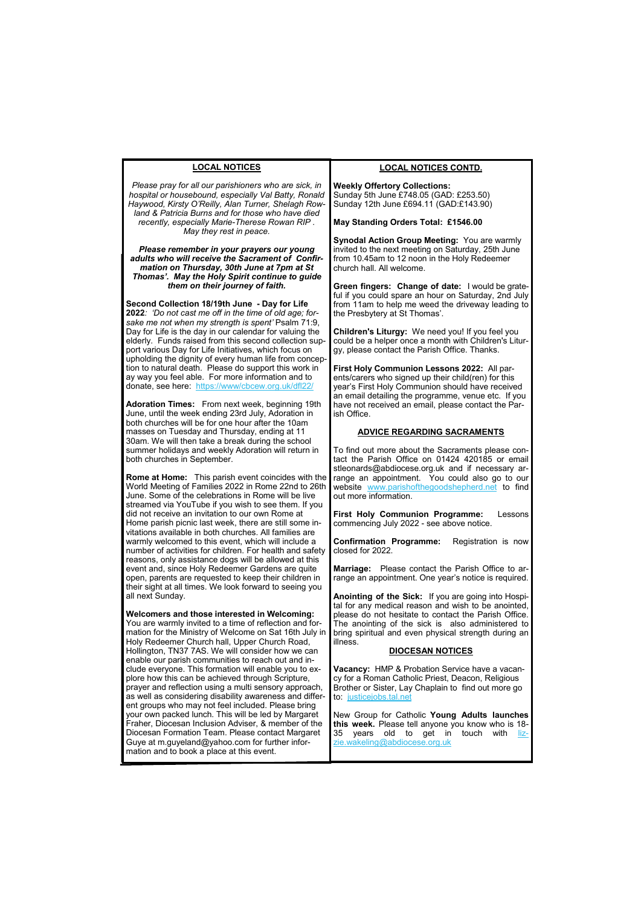## LOCAL NOTICES

*Please pray for all our parishioners who are sick, in hospital or housebound, especially Val Batty, Ronald Haywood, Kirsty O'Reilly, Alan Turner, Shelagh Rowland & Patricia Burns and for those who have died recently, especially Marie-Therese Rowan RIP . May they rest in peace.*

***Please remember in your prayers our young adults who will receive the Sacrament of Confirmation on Thursday, 30th June at 7pm at St Thomas'. May the Holy Spirit continue to guide them on their journey of faith.***

**Second Collection 18/19th June - Day for Life 2022***: 'Do not cast me off in the time of old age; forsake me not when my strength is spent'* Psalm 71:9, Day for Life is the day in our calendar for valuing the elderly. Funds raised from this second collection support various Day for Life Initiatives, which focus on upholding the dignity of every human life from conception to natural death. Please do support this work in ay way you feel able. For more information and to donate, see here: https://www/cbcew.org.uk/dfl22/

**Adoration Times:** From next week, beginning 19th June, until the week ending 23rd July, Adoration in both churches will be for one hour after the 10am masses on Tuesday and Thursday, ending at 11 30am. We will then take a break during the school summer holidays and weekly Adoration will return in both churches in September.

**Rome at Home:** This parish event coincides with the World Meeting of Families 2022 in Rome 22nd to 26th June. Some of the celebrations in Rome will be live streamed via YouTube if you wish to see them. If you did not receive an invitation to our own Rome at Home parish picnic last week, there are still some invitations available in both churches. All families are warmly welcomed to this event, which will include a number of activities for children. For health and safety reasons, only assistance dogs will be allowed at this event and, since Holy Redeemer Gardens are quite open, parents are requested to keep their children in their sight at all times. We look forward to seeing you all next Sunday.

**Welcomers and those interested in Welcoming:** You are warmly invited to a time of reflection and formation for the Ministry of Welcome on Sat 16th July in Holy Redeemer Church hall, Upper Church Road, Hollington, TN37 7AS. We will consider how we can enable our parish communities to reach out and include everyone. This formation will enable you to explore how this can be achieved through Scripture, prayer and reflection using a multi sensory approach, as well as considering disability awareness and different groups who may not feel included. Please bring your own packed lunch. This will be led by Margaret Fraher, Diocesan Inclusion Adviser, & member of the Diocesan Formation Team. Please contact Margaret Guye at m.guyeland@yahoo.com for further information and to book a place at this event.

## LOCAL NOTICES CONTD.

**Weekly Offertory Collections:**
Sunday 5th June £748.05 (GAD: £253.50)
Sunday 12th June £694.11 (GAD:£143.90)

**May Standing Orders Total: £1546.00**

**Synodal Action Group Meeting:** You are warmly invited to the next meeting on Saturday, 25th June from 10.45am to 12 noon in the Holy Redeemer church hall. All welcome.

**Green fingers: Change of date:** I would be grateful if you could spare an hour on Saturday, 2nd July from 11am to help me weed the driveway leading to the Presbytery at St Thomas'.

**Children's Liturgy:** We need you! If you feel you could be a helper once a month with Children's Liturgy, please contact the Parish Office. Thanks.

**First Holy Communion Lessons 2022:** All parents/carers who signed up their child(ren) for this year's First Holy Communion should have received an email detailing the programme, venue etc. If you have not received an email, please contact the Parish Office.

## ADVICE REGARDING SACRAMENTS

To find out more about the Sacraments please contact the Parish Office on 01424 420185 or email stleonards@abdiocese.org.uk and if necessary arrange an appointment. You could also go to our website www.parishofthegoodshepherd.net to find out more information.

**First Holy Communion Programme:** Lessons commencing July 2022 - see above notice.

**Confirmation Programme:** Registration is now closed for 2022.

**Marriage:** Please contact the Parish Office to arrange an appointment. One year's notice is required.

**Anointing of the Sick:** If you are going into Hospital for any medical reason and wish to be anointed, please do not hesitate to contact the Parish Office. The anointing of the sick is also administered to bring spiritual and even physical strength during an illness.

## DIOCESAN NOTICES

**Vacancy:** HMP & Probation Service have a vacancy for a Roman Catholic Priest, Deacon, Religious Brother or Sister, Lay Chaplain to find out more go to: justicejobs.tal.net

New Group for Catholic **Young Adults launches this week.** Please tell anyone you know who is 18-35 years old to get in touch with lizzie.wakeling@abdiocese.org.uk